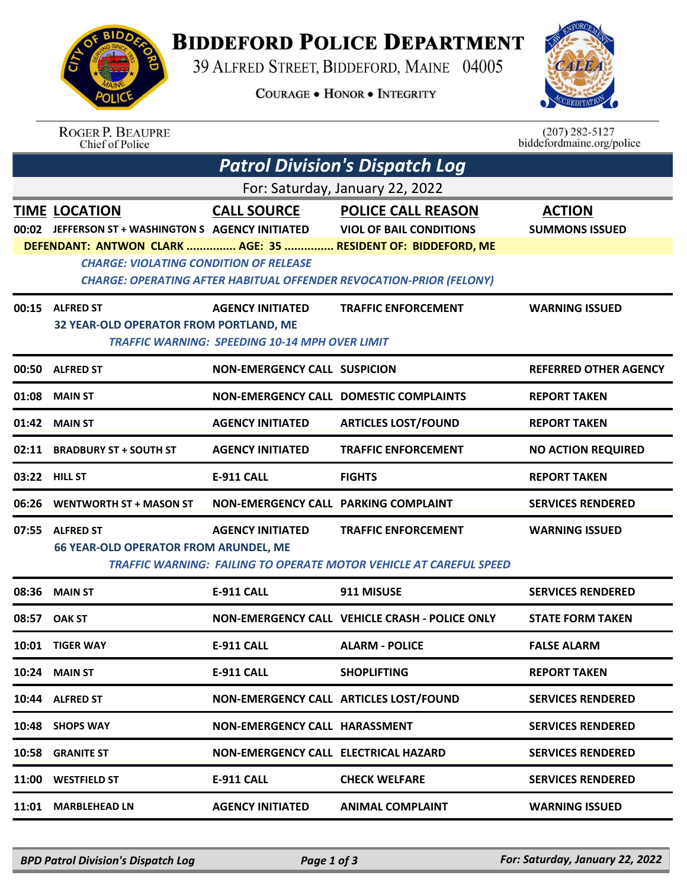# Biddeford Police Department

39 Alfred Street, Biddeford, Maine 04005

Courage • Honor • Integrity

Roger P. Beaupre
Chief of Police

(207) 282-5127
biddefordmaine.org/police

## Patrol Division's Dispatch Log

For: Saturday, January 22, 2022

| TIME | LOCATION | CALL SOURCE | POLICE CALL REASON | ACTION |
|---|---|---|---|---|
| 00:02 | JEFFERSON ST + WASHINGTON S | AGENCY INITIATED | VIOL OF BAIL CONDITIONS | SUMMONS ISSUED |

**DEFENDANT: ANTWON CLARK ............... AGE: 35 ............... RESIDENT OF: BIDDEFORD, ME**

*CHARGE: VIOLATING CONDITION OF RELEASE*

*CHARGE: OPERATING AFTER HABITUAL OFFENDER REVOCATION-PRIOR (FELONY)*

| TIME | LOCATION | CALL SOURCE | POLICE CALL REASON | ACTION |
|---|---|---|---|---|
| 00:15 | ALFRED ST | AGENCY INITIATED | TRAFFIC ENFORCEMENT | WARNING ISSUED |

**32 YEAR-OLD OPERATOR FROM PORTLAND, ME**

*TRAFFIC WARNING: SPEEDING 10-14 MPH OVER LIMIT*

| TIME | LOCATION | CALL SOURCE | POLICE CALL REASON | ACTION |
|---|---|---|---|---|
| 00:50 | ALFRED ST | NON-EMERGENCY CALL | SUSPICION | REFERRED OTHER AGENCY |
| 01:08 | MAIN ST | NON-EMERGENCY CALL | DOMESTIC COMPLAINTS | REPORT TAKEN |
| 01:42 | MAIN ST | AGENCY INITIATED | ARTICLES LOST/FOUND | REPORT TAKEN |
| 02:11 | BRADBURY ST + SOUTH ST | AGENCY INITIATED | TRAFFIC ENFORCEMENT | NO ACTION REQUIRED |
| 03:22 | HILL ST | E-911 CALL | FIGHTS | REPORT TAKEN |
| 06:26 | WENTWORTH ST + MASON ST | NON-EMERGENCY CALL | PARKING COMPLAINT | SERVICES RENDERED |
| 07:55 | ALFRED ST | AGENCY INITIATED | TRAFFIC ENFORCEMENT | WARNING ISSUED |

**66 YEAR-OLD OPERATOR FROM ARUNDEL, ME**

*TRAFFIC WARNING: FAILING TO OPERATE MOTOR VEHICLE AT CAREFUL SPEED*

| TIME | LOCATION | CALL SOURCE | POLICE CALL REASON | ACTION |
|---|---|---|---|---|
| 08:36 | MAIN ST | E-911 CALL | 911 MISUSE | SERVICES RENDERED |
| 08:57 | OAK ST | NON-EMERGENCY CALL | VEHICLE CRASH - POLICE ONLY | STATE FORM TAKEN |
| 10:01 | TIGER WAY | E-911 CALL | ALARM - POLICE | FALSE ALARM |
| 10:24 | MAIN ST | E-911 CALL | SHOPLIFTING | REPORT TAKEN |
| 10:44 | ALFRED ST | NON-EMERGENCY CALL | ARTICLES LOST/FOUND | SERVICES RENDERED |
| 10:48 | SHOPS WAY | NON-EMERGENCY CALL | HARASSMENT | SERVICES RENDERED |
| 10:58 | GRANITE ST | NON-EMERGENCY CALL | ELECTRICAL HAZARD | SERVICES RENDERED |
| 11:00 | WESTFIELD ST | E-911 CALL | CHECK WELFARE | SERVICES RENDERED |
| 11:01 | MARBLEHEAD LN | AGENCY INITIATED | ANIMAL COMPLAINT | WARNING ISSUED |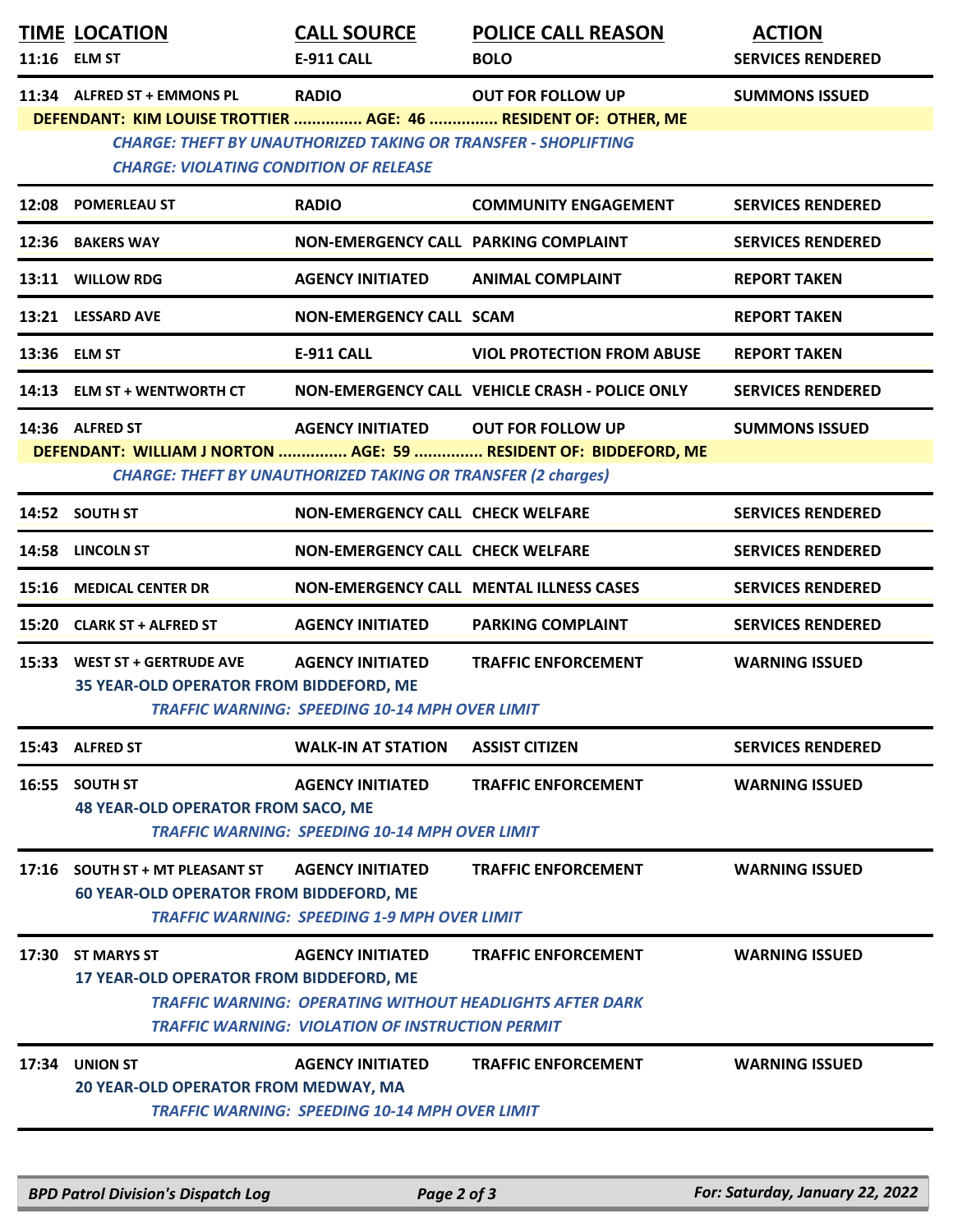| TIME | LOCATION | CALL SOURCE | POLICE CALL REASON | ACTION |
|---|---|---|---|---|
| 11:16 | ELM ST | E-911 CALL | BOLO | SERVICES RENDERED |
| 11:34 | ALFRED ST + EMMONS PL | RADIO | OUT FOR FOLLOW UP | SUMMONS ISSUED |
| | DEFENDANT: KIM LOUISE TROTTIER ............... AGE: 46 ............... RESIDENT OF: OTHER, ME | | | |
| | *CHARGE: THEFT BY UNAUTHORIZED TAKING OR TRANSFER - SHOPLIFTING* | | | |
| | *CHARGE: VIOLATING CONDITION OF RELEASE* | | | |
| 12:08 | POMERLEAU ST | RADIO | COMMUNITY ENGAGEMENT | SERVICES RENDERED |
| 12:36 | BAKERS WAY | NON-EMERGENCY CALL | PARKING COMPLAINT | SERVICES RENDERED |
| 13:11 | WILLOW RDG | AGENCY INITIATED | ANIMAL COMPLAINT | REPORT TAKEN |
| 13:21 | LESSARD AVE | NON-EMERGENCY CALL | SCAM | REPORT TAKEN |
| 13:36 | ELM ST | E-911 CALL | VIOL PROTECTION FROM ABUSE | REPORT TAKEN |
| 14:13 | ELM ST + WENTWORTH CT | NON-EMERGENCY CALL | VEHICLE CRASH - POLICE ONLY | SERVICES RENDERED |
| 14:36 | ALFRED ST | AGENCY INITIATED | OUT FOR FOLLOW UP | SUMMONS ISSUED |
| | DEFENDANT: WILLIAM J NORTON ............... AGE: 59 ............... RESIDENT OF: BIDDEFORD, ME | | | |
| | *CHARGE: THEFT BY UNAUTHORIZED TAKING OR TRANSFER (2 charges)* | | | |
| 14:52 | SOUTH ST | NON-EMERGENCY CALL | CHECK WELFARE | SERVICES RENDERED |
| 14:58 | LINCOLN ST | NON-EMERGENCY CALL | CHECK WELFARE | SERVICES RENDERED |
| 15:16 | MEDICAL CENTER DR | NON-EMERGENCY CALL | MENTAL ILLNESS CASES | SERVICES RENDERED |
| 15:20 | CLARK ST + ALFRED ST | AGENCY INITIATED | PARKING COMPLAINT | SERVICES RENDERED |
| 15:33 | WEST ST + GERTRUDE AVE | AGENCY INITIATED | TRAFFIC ENFORCEMENT | WARNING ISSUED |
| | 35 YEAR-OLD OPERATOR FROM BIDDEFORD, ME | | | |
| | *TRAFFIC WARNING: SPEEDING 10-14 MPH OVER LIMIT* | | | |
| 15:43 | ALFRED ST | WALK-IN AT STATION | ASSIST CITIZEN | SERVICES RENDERED |
| 16:55 | SOUTH ST | AGENCY INITIATED | TRAFFIC ENFORCEMENT | WARNING ISSUED |
| | 48 YEAR-OLD OPERATOR FROM SACO, ME | | | |
| | *TRAFFIC WARNING: SPEEDING 10-14 MPH OVER LIMIT* | | | |
| 17:16 | SOUTH ST + MT PLEASANT ST | AGENCY INITIATED | TRAFFIC ENFORCEMENT | WARNING ISSUED |
| | 60 YEAR-OLD OPERATOR FROM BIDDEFORD, ME | | | |
| | *TRAFFIC WARNING: SPEEDING 1-9 MPH OVER LIMIT* | | | |
| 17:30 | ST MARYS ST | AGENCY INITIATED | TRAFFIC ENFORCEMENT | WARNING ISSUED |
| | 17 YEAR-OLD OPERATOR FROM BIDDEFORD, ME | | | |
| | *TRAFFIC WARNING: OPERATING WITHOUT HEADLIGHTS AFTER DARK* | | | |
| | *TRAFFIC WARNING: VIOLATION OF INSTRUCTION PERMIT* | | | |
| 17:34 | UNION ST | AGENCY INITIATED | TRAFFIC ENFORCEMENT | WARNING ISSUED |
| | 20 YEAR-OLD OPERATOR FROM MEDWAY, MA | | | |
| | *TRAFFIC WARNING: SPEEDING 10-14 MPH OVER LIMIT* | | | |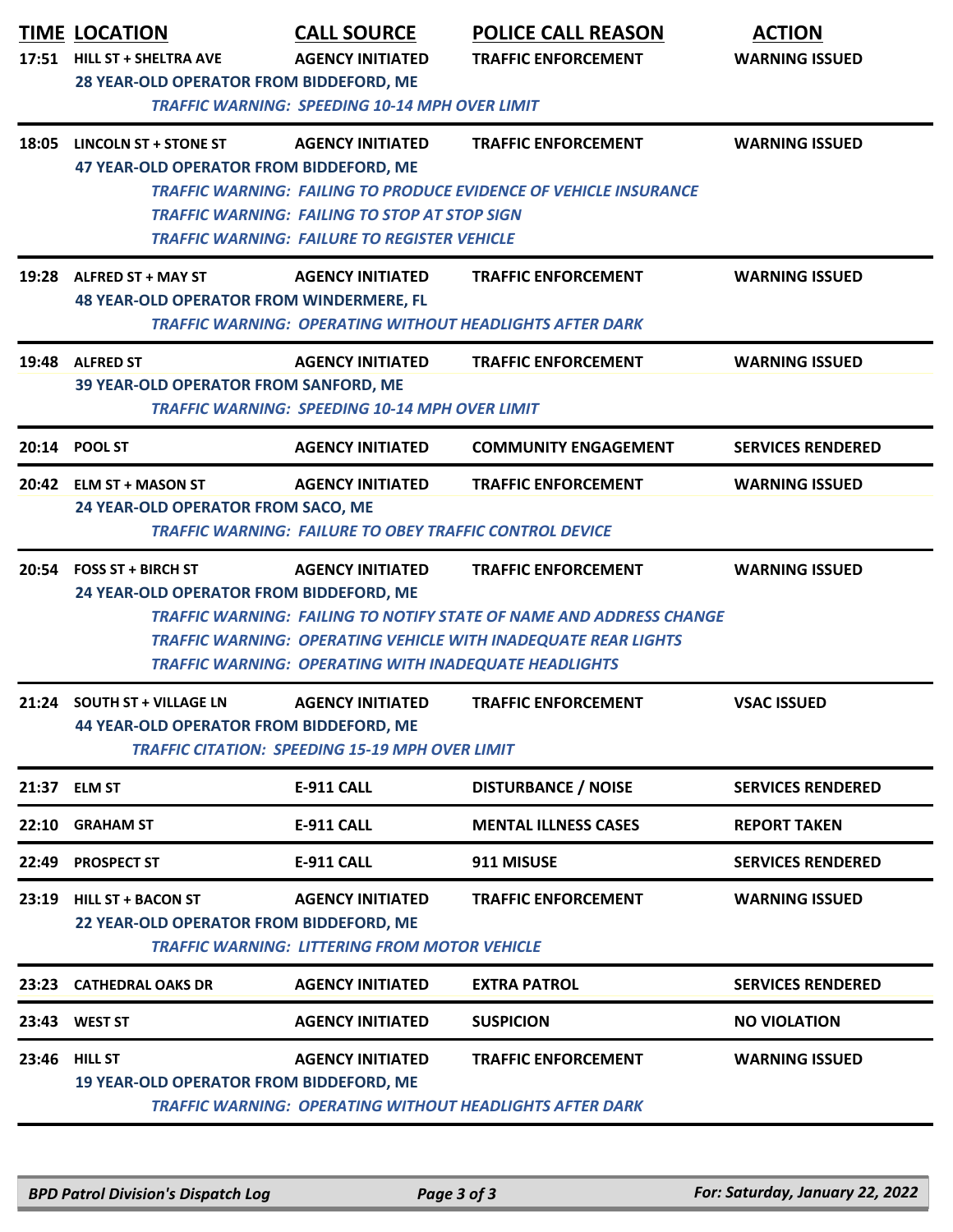| TIME | LOCATION | CALL SOURCE | POLICE CALL REASON | ACTION |
|---|---|---|---|---|
| 17:51 | HILL ST + SHELTRA AVE | AGENCY INITIATED | TRAFFIC ENFORCEMENT | WARNING ISSUED |
| | 28 YEAR-OLD OPERATOR FROM BIDDEFORD, ME | | | |
| | | *TRAFFIC WARNING: SPEEDING 10-14 MPH OVER LIMIT* | | |
| 18:05 | LINCOLN ST + STONE ST | AGENCY INITIATED | TRAFFIC ENFORCEMENT | WARNING ISSUED |
| | 47 YEAR-OLD OPERATOR FROM BIDDEFORD, ME | | | |
| | | *TRAFFIC WARNING: FAILING TO PRODUCE EVIDENCE OF VEHICLE INSURANCE* | | |
| | | *TRAFFIC WARNING: FAILING TO STOP AT STOP SIGN* | | |
| | | *TRAFFIC WARNING: FAILURE TO REGISTER VEHICLE* | | |
| 19:28 | ALFRED ST + MAY ST | AGENCY INITIATED | TRAFFIC ENFORCEMENT | WARNING ISSUED |
| | 48 YEAR-OLD OPERATOR FROM WINDERMERE, FL | | | |
| | | *TRAFFIC WARNING: OPERATING WITHOUT HEADLIGHTS AFTER DARK* | | |
| 19:48 | ALFRED ST | AGENCY INITIATED | TRAFFIC ENFORCEMENT | WARNING ISSUED |
| | 39 YEAR-OLD OPERATOR FROM SANFORD, ME | | | |
| | | *TRAFFIC WARNING: SPEEDING 10-14 MPH OVER LIMIT* | | |
| 20:14 | POOL ST | AGENCY INITIATED | COMMUNITY ENGAGEMENT | SERVICES RENDERED |
| 20:42 | ELM ST + MASON ST | AGENCY INITIATED | TRAFFIC ENFORCEMENT | WARNING ISSUED |
| | 24 YEAR-OLD OPERATOR FROM SACO, ME | | | |
| | | *TRAFFIC WARNING: FAILURE TO OBEY TRAFFIC CONTROL DEVICE* | | |
| 20:54 | FOSS ST + BIRCH ST | AGENCY INITIATED | TRAFFIC ENFORCEMENT | WARNING ISSUED |
| | 24 YEAR-OLD OPERATOR FROM BIDDEFORD, ME | | | |
| | | *TRAFFIC WARNING: FAILING TO NOTIFY STATE OF NAME AND ADDRESS CHANGE* | | |
| | | *TRAFFIC WARNING: OPERATING VEHICLE WITH INADEQUATE REAR LIGHTS* | | |
| | | *TRAFFIC WARNING: OPERATING WITH INADEQUATE HEADLIGHTS* | | |
| 21:24 | SOUTH ST + VILLAGE LN | AGENCY INITIATED | TRAFFIC ENFORCEMENT | VSAC ISSUED |
| | 44 YEAR-OLD OPERATOR FROM BIDDEFORD, ME | | | |
| | | *TRAFFIC CITATION: SPEEDING 15-19 MPH OVER LIMIT* | | |
| 21:37 | ELM ST | E-911 CALL | DISTURBANCE / NOISE | SERVICES RENDERED |
| 22:10 | GRAHAM ST | E-911 CALL | MENTAL ILLNESS CASES | REPORT TAKEN |
| 22:49 | PROSPECT ST | E-911 CALL | 911 MISUSE | SERVICES RENDERED |
| 23:19 | HILL ST + BACON ST | AGENCY INITIATED | TRAFFIC ENFORCEMENT | WARNING ISSUED |
| | 22 YEAR-OLD OPERATOR FROM BIDDEFORD, ME | | | |
| | | *TRAFFIC WARNING: LITTERING FROM MOTOR VEHICLE* | | |
| 23:23 | CATHEDRAL OAKS DR | AGENCY INITIATED | EXTRA PATROL | SERVICES RENDERED |
| 23:43 | WEST ST | AGENCY INITIATED | SUSPICION | NO VIOLATION |
| 23:46 | HILL ST | AGENCY INITIATED | TRAFFIC ENFORCEMENT | WARNING ISSUED |
| | 19 YEAR-OLD OPERATOR FROM BIDDEFORD, ME | | | |
| | | *TRAFFIC WARNING: OPERATING WITHOUT HEADLIGHTS AFTER DARK* | | |